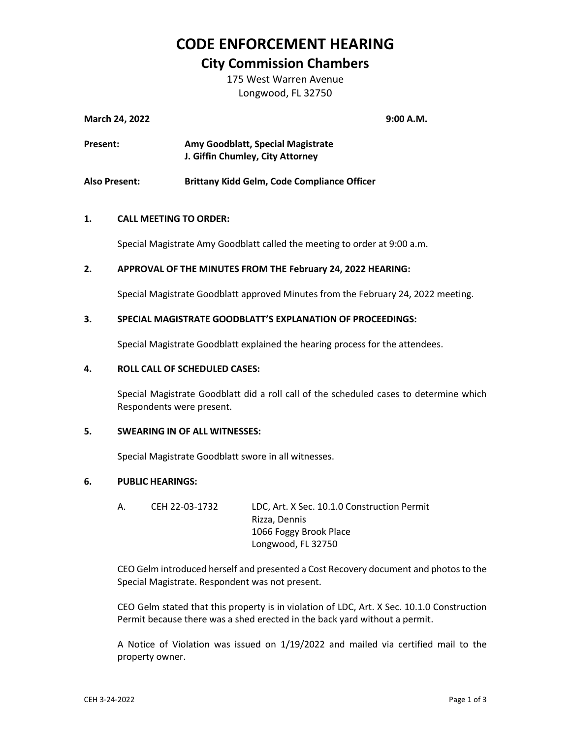# CODE ENFORCEMENT HEARING

## City Commission Chambers

175 West Warren Avenue
Longwood, FL 32750

**March 24, 2022** **9:00 A.M.**

**Present:** **Amy Goodblatt, Special Magistrate**
**J. Giffin Chumley, City Attorney**

**Also Present:** **Brittany Kidd Gelm, Code Compliance Officer**

**1. CALL MEETING TO ORDER:**

Special Magistrate Amy Goodblatt called the meeting to order at 9:00 a.m.

**2. APPROVAL OF THE MINUTES FROM THE February 24, 2022 HEARING:**

Special Magistrate Goodblatt approved Minutes from the February 24, 2022 meeting.

**3. SPECIAL MAGISTRATE GOODBLATT'S EXPLANATION OF PROCEEDINGS:**

Special Magistrate Goodblatt explained the hearing process for the attendees.

**4. ROLL CALL OF SCHEDULED CASES:**

Special Magistrate Goodblatt did a roll call of the scheduled cases to determine which Respondents were present.

**5. SWEARING IN OF ALL WITNESSES:**

Special Magistrate Goodblatt swore in all witnesses.

**6. PUBLIC HEARINGS:**

A. CEH 22-03-1732 LDC, Art. X Sec. 10.1.0 Construction Permit
Rizza, Dennis
1066 Foggy Brook Place
Longwood, FL 32750

CEO Gelm introduced herself and presented a Cost Recovery document and photos to the Special Magistrate. Respondent was not present.

CEO Gelm stated that this property is in violation of LDC, Art. X Sec. 10.1.0 Construction Permit because there was a shed erected in the back yard without a permit.

A Notice of Violation was issued on 1/19/2022 and mailed via certified mail to the property owner.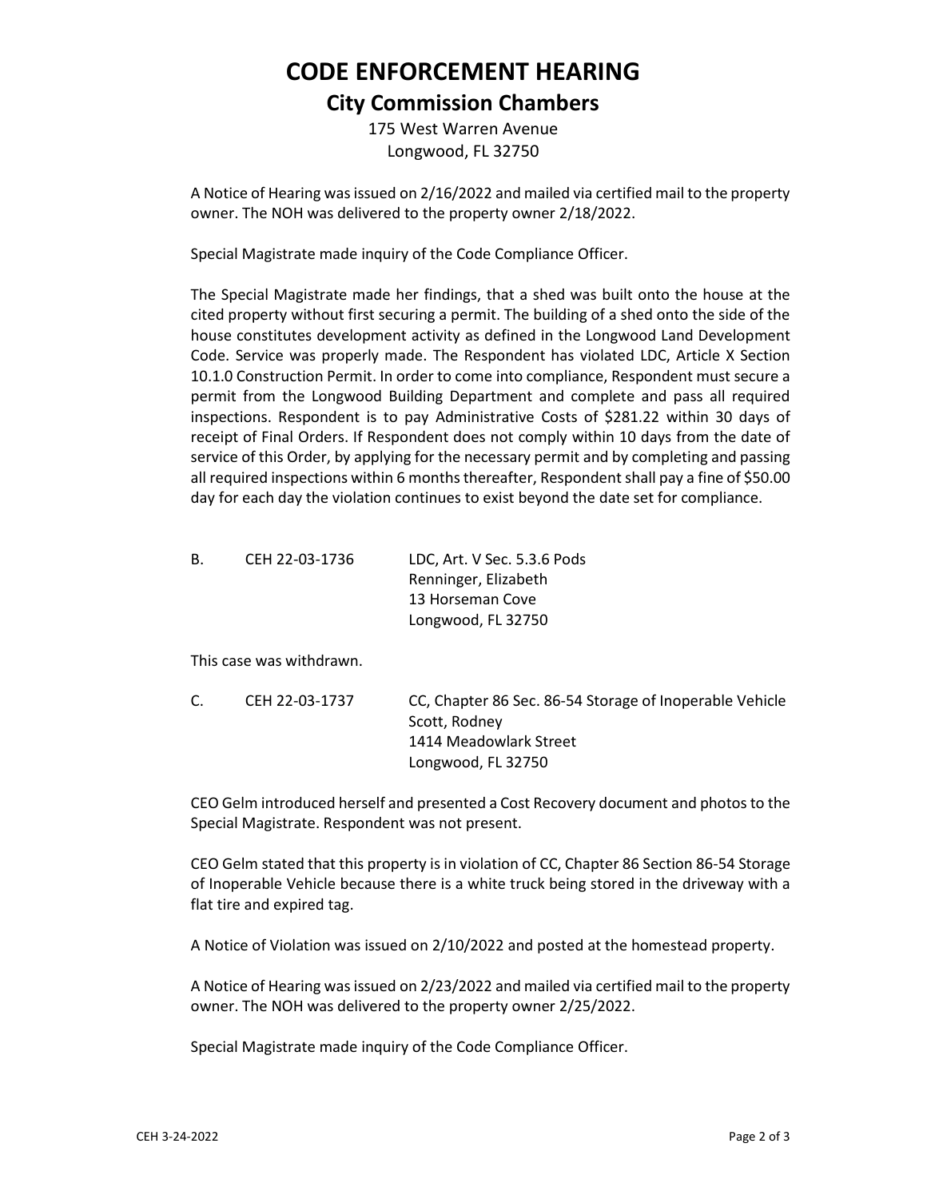# CODE ENFORCEMENT HEARING

## City Commission Chambers

175 West Warren Avenue
Longwood, FL 32750

A Notice of Hearing was issued on 2/16/2022 and mailed via certified mail to the property owner. The NOH was delivered to the property owner 2/18/2022.

Special Magistrate made inquiry of the Code Compliance Officer.

The Special Magistrate made her findings, that a shed was built onto the house at the cited property without first securing a permit. The building of a shed onto the side of the house constitutes development activity as defined in the Longwood Land Development Code. Service was properly made. The Respondent has violated LDC, Article X Section 10.1.0 Construction Permit. In order to come into compliance, Respondent must secure a permit from the Longwood Building Department and complete and pass all required inspections. Respondent is to pay Administrative Costs of $281.22 within 30 days of receipt of Final Orders. If Respondent does not comply within 10 days from the date of service of this Order, by applying for the necessary permit and by completing and passing all required inspections within 6 months thereafter, Respondent shall pay a fine of $50.00 day for each day the violation continues to exist beyond the date set for compliance.

B. CEH 22-03-1736 LDC, Art. V Sec. 5.3.6 Pods
Renninger, Elizabeth
13 Horseman Cove
Longwood, FL 32750

This case was withdrawn.

C. CEH 22-03-1737 CC, Chapter 86 Sec. 86-54 Storage of Inoperable Vehicle
Scott, Rodney
1414 Meadowlark Street
Longwood, FL 32750

CEO Gelm introduced herself and presented a Cost Recovery document and photos to the Special Magistrate. Respondent was not present.

CEO Gelm stated that this property is in violation of CC, Chapter 86 Section 86-54 Storage of Inoperable Vehicle because there is a white truck being stored in the driveway with a flat tire and expired tag.

A Notice of Violation was issued on 2/10/2022 and posted at the homestead property.

A Notice of Hearing was issued on 2/23/2022 and mailed via certified mail to the property owner. The NOH was delivered to the property owner 2/25/2022.

Special Magistrate made inquiry of the Code Compliance Officer.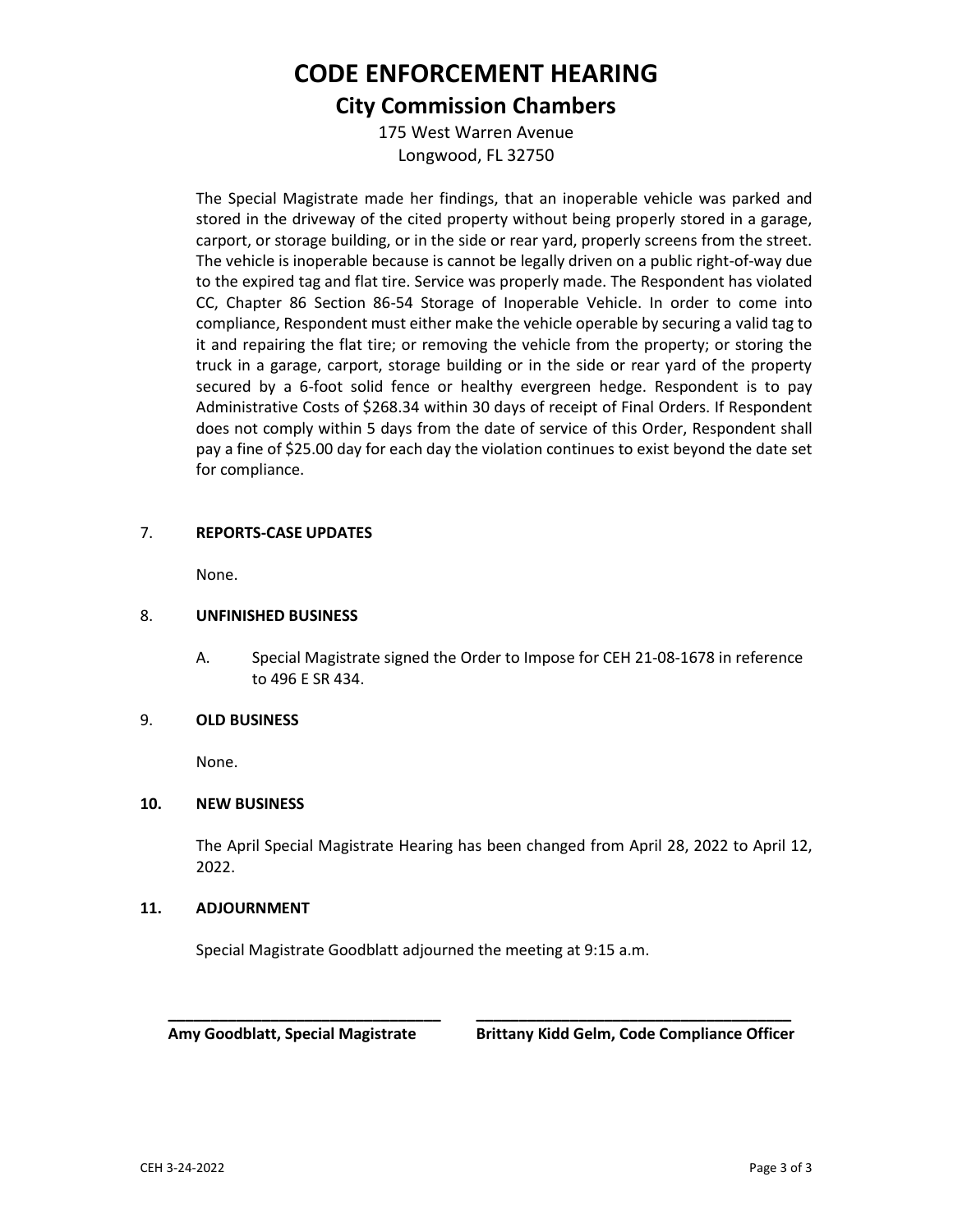# CODE ENFORCEMENT HEARING

## City Commission Chambers

175 West Warren Avenue
Longwood, FL 32750

The Special Magistrate made her findings, that an inoperable vehicle was parked and stored in the driveway of the cited property without being properly stored in a garage, carport, or storage building, or in the side or rear yard, properly screens from the street. The vehicle is inoperable because is cannot be legally driven on a public right-of-way due to the expired tag and flat tire. Service was properly made. The Respondent has violated CC, Chapter 86 Section 86-54 Storage of Inoperable Vehicle. In order to come into compliance, Respondent must either make the vehicle operable by securing a valid tag to it and repairing the flat tire; or removing the vehicle from the property; or storing the truck in a garage, carport, storage building or in the side or rear yard of the property secured by a 6-foot solid fence or healthy evergreen hedge. Respondent is to pay Administrative Costs of $268.34 within 30 days of receipt of Final Orders. If Respondent does not comply within 5 days from the date of service of this Order, Respondent shall pay a fine of $25.00 day for each day the violation continues to exist beyond the date set for compliance.

7. **REPORTS-CASE UPDATES**

   None.

8. **UNFINISHED BUSINESS**

   A. Special Magistrate signed the Order to Impose for CEH 21-08-1678 in reference to 496 E SR 434.

9. **OLD BUSINESS**

   None.

10. **NEW BUSINESS**

    The April Special Magistrate Hearing has been changed from April 28, 2022 to April 12, 2022.

11. **ADJOURNMENT**

    Special Magistrate Goodblatt adjourned the meeting at 9:15 a.m.

______________________________
**Amy Goodblatt, Special Magistrate**

______________________________
**Brittany Kidd Gelm, Code Compliance Officer**

CEH 3-24-2022